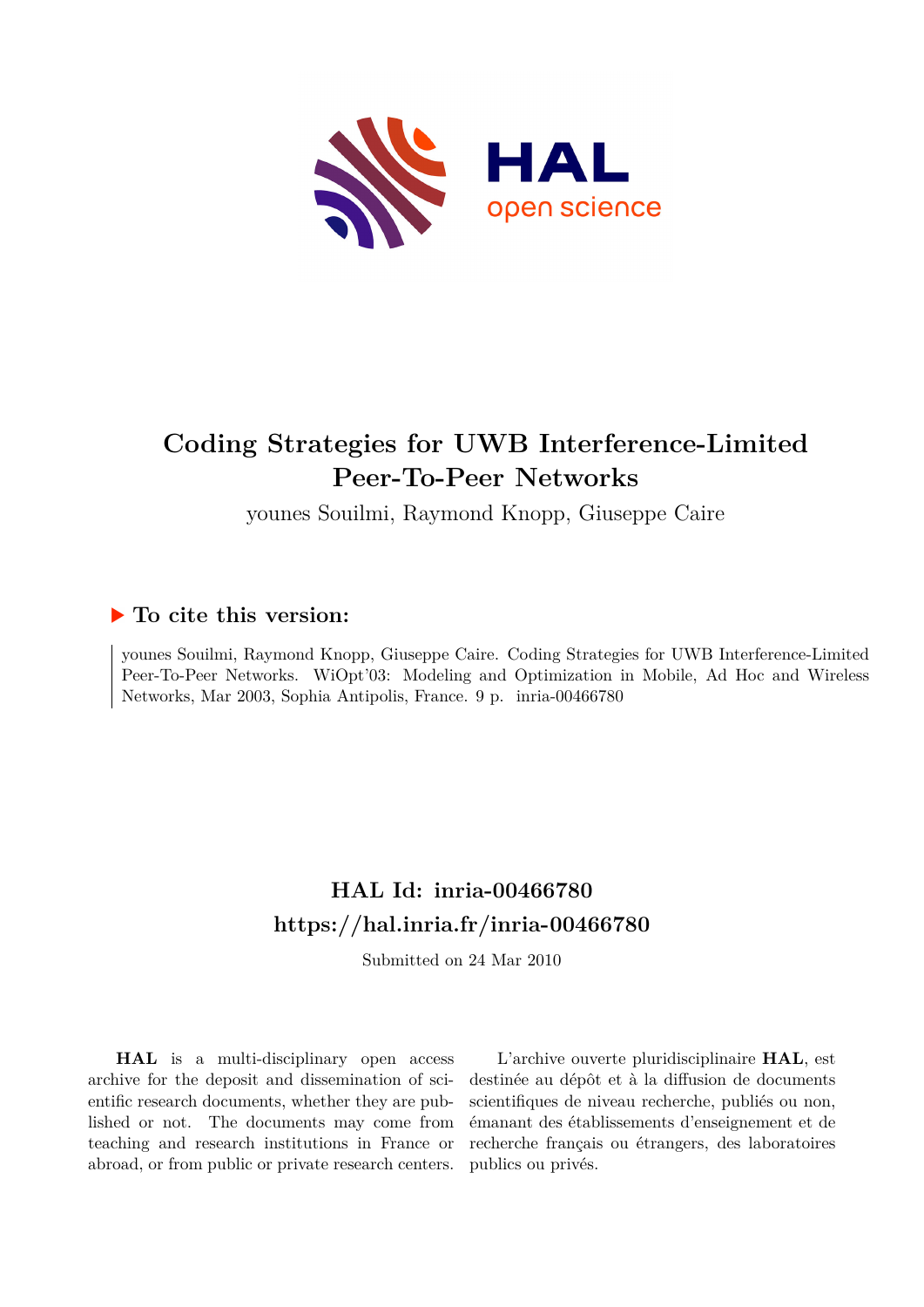# Coding Strategies for UWB Interference-Limited Peer-To-Peer Networks

younes Souilmi, Raymond Knopp, Giuseppe Caire

## ▶ To cite this version:

younes Souilmi, Raymond Knopp, Giuseppe Caire. Coding Strategies for UWB Interference-Limited Peer-To-Peer Networks. WiOpt'03: Modeling and Optimization in Mobile, Ad Hoc and Wireless Networks, Mar 2003, Sophia Antipolis, France. 9 p. inria-00466780

## HAL Id: inria-00466780

## https://hal.inria.fr/inria-00466780

Submitted on 24 Mar 2010

**HAL** is a multi-disciplinary open access archive for the deposit and dissemination of scientific research documents, whether they are published or not. The documents may come from teaching and research institutions in France or abroad, or from public or private research centers.

L'archive ouverte pluridisciplinaire **HAL**, est destinée au dépôt et à la diffusion de documents scientifiques de niveau recherche, publiés ou non, émanant des établissements d'enseignement et de recherche français ou étrangers, des laboratoires publics ou privés.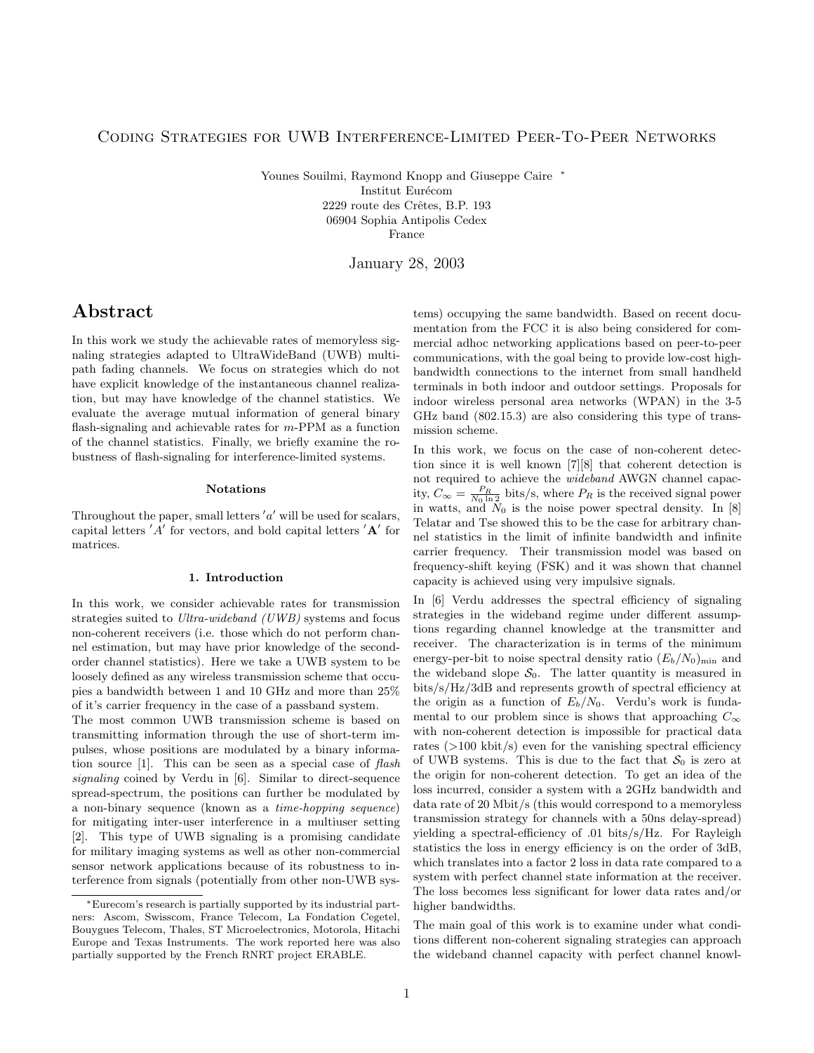# Coding Strategies for UWB Interference-Limited Peer-To-Peer Networks

Younes Souilmi, Raymond Knopp and Giuseppe Caire *

Institut Eurécom
2229 route des Crêtes, B.P. 193
06904 Sophia Antipolis Cedex
France

January 28, 2003

# Abstract

In this work we study the achievable rates of memoryless signaling strategies adapted to UltraWideBand (UWB) multipath fading channels. We focus on strategies which do not have explicit knowledge of the instantaneous channel realization, but may have knowledge of the channel statistics. We evaluate the average mutual information of general binary flash-signaling and achievable rates for $m$-PPM as a function of the channel statistics. Finally, we briefly examine the robustness of flash-signaling for interference-limited systems.

### Notations

Throughout the paper, small letters $'a'$ will be used for scalars, capital letters $'A'$ for vectors, and bold capital letters $'\mathbf{A}'$ for matrices.

### 1. Introduction

In this work, we consider achievable rates for transmission strategies suited to *Ultra-wideband (UWB)* systems and focus non-coherent receivers (i.e. those which do not perform channel estimation, but may have prior knowledge of the second-order channel statistics). Here we take a UWB system to be loosely defined as any wireless transmission scheme that occupies a bandwidth between 1 and 10 GHz and more than 25% of it's carrier frequency in the case of a passband system.

The most common UWB transmission scheme is based on transmitting information through the use of short-term impulses, whose positions are modulated by a binary information source [1]. This can be seen as a special case of *flash signaling* coined by Verdu in [6]. Similar to direct-sequence spread-spectrum, the positions can further be modulated by a non-binary sequence (known as a *time-hopping sequence*) for mitigating inter-user interference in a multiuser setting [2]. This type of UWB signaling is a promising candidate for military imaging systems as well as other non-commercial sensor network applications because of its robustness to interference from signals (potentially from other non-UWB systems) occupying the same bandwidth. Based on recent documentation from the FCC it is also being considered for commercial adhoc networking applications based on peer-to-peer communications, with the goal being to provide low-cost high-bandwidth connections to the internet from small handheld terminals in both indoor and outdoor settings. Proposals for indoor wireless personal area networks (WPAN) in the 3-5 GHz band (802.15.3) are also considering this type of transmission scheme.

In this work, we focus on the case of non-coherent detection since it is well known [7][8] that coherent detection is not required to achieve the *wideband* AWGN channel capacity, $C_\infty = \frac{P_R}{N_0 \ln 2}$ bits/s, where $P_R$ is the received signal power in watts, and $N_0$ is the noise power spectral density. In [8] Telatar and Tse showed this to be the case for arbitrary channel statistics in the limit of infinite bandwidth and infinite carrier frequency. Their transmission model was based on frequency-shift keying (FSK) and it was shown that channel capacity is achieved using very impulsive signals.

In [6] Verdu addresses the spectral efficiency of signaling strategies in the wideband regime under different assumptions regarding channel knowledge at the transmitter and receiver. The characterization is in terms of the minimum energy-per-bit to noise spectral density ratio $(E_b/N_0)_{\min}$ and the wideband slope $\mathcal{S}_0$. The latter quantity is measured in bits/s/Hz/3dB and represents growth of spectral efficiency at the origin as a function of $E_b/N_0$. Verdu's work is fundamental to our problem since is shows that approaching $C_\infty$ with non-coherent detection is impossible for practical data rates (>100 kbit/s) even for the vanishing spectral efficiency of UWB systems. This is due to the fact that $\mathcal{S}_0$ is zero at the origin for non-coherent detection. To get an idea of the loss incurred, consider a system with a 2GHz bandwidth and data rate of 20 Mbit/s (this would correspond to a memoryless transmission strategy for channels with a 50ns delay-spread) yielding a spectral-efficiency of .01 bits/s/Hz. For Rayleigh statistics the loss in energy efficiency is on the order of 3dB, which translates into a factor 2 loss in data rate compared to a system with perfect channel state information at the receiver. The loss becomes less significant for lower data rates and/or higher bandwidths.

The main goal of this work is to examine under what conditions different non-coherent signaling strategies can approach the wideband channel capacity with perfect channel knowl-

*Eurecom's research is partially supported by its industrial partners: Ascom, Swisscom, France Telecom, La Fondation Cegetel, Bouygues Telecom, Thales, ST Microelectronics, Motorola, Hitachi Europe and Texas Instruments. The work reported here was also partially supported by the French RNRT project ERABLE.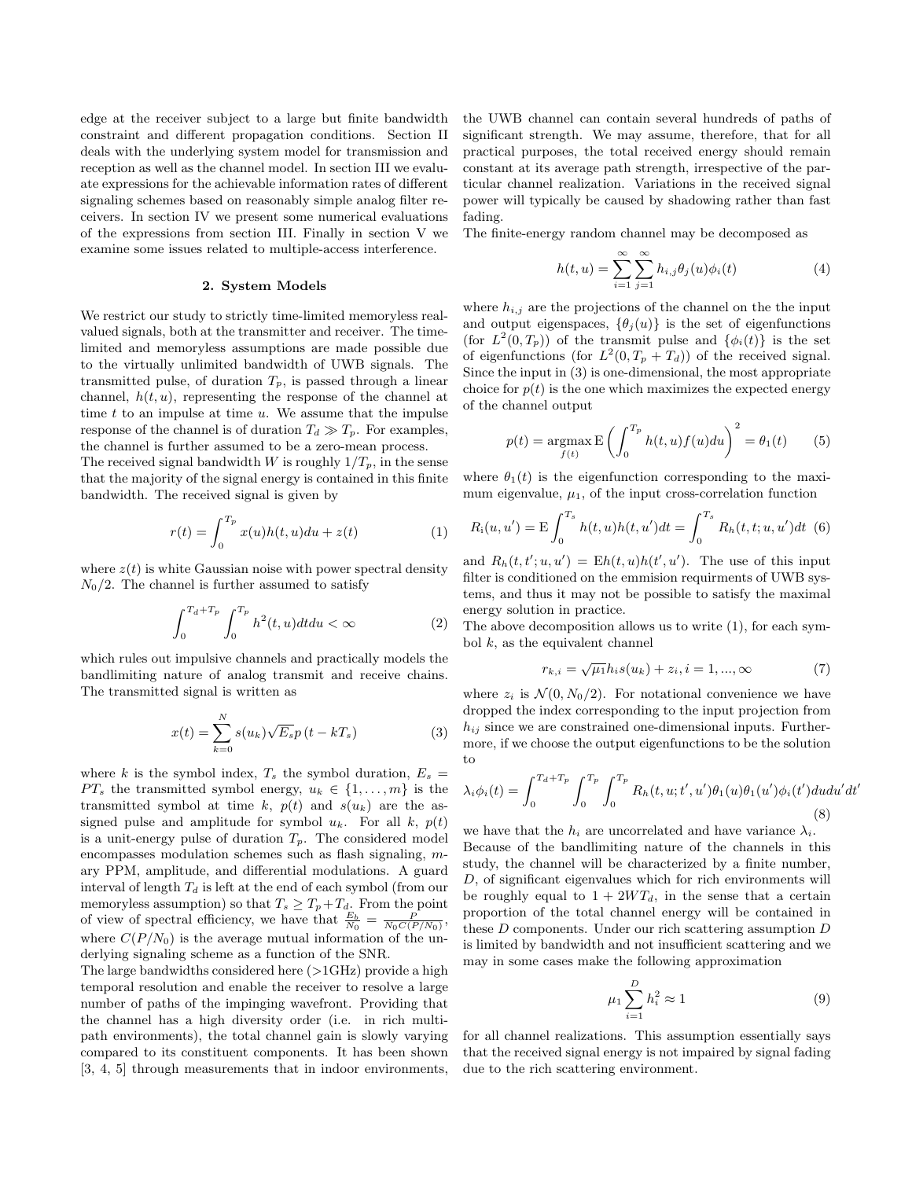edge at the receiver subject to a large but finite bandwidth constraint and different propagation conditions. Section II deals with the underlying system model for transmission and reception as well as the channel model. In section III we evaluate expressions for the achievable information rates of different signaling schemes based on reasonably simple analog filter receivers. In section IV we present some numerical evaluations of the expressions from section III. Finally in section V we examine some issues related to multiple-access interference.

## 2. System Models

We restrict our study to strictly time-limited memoryless real-valued signals, both at the transmitter and receiver. The time-limited and memoryless assumptions are made possible due to the virtually unlimited bandwidth of UWB signals. The transmitted pulse, of duration $T_p$, is passed through a linear channel, $h(t,u)$, representing the response of the channel at time $t$ to an impulse at time $u$. We assume that the impulse response of the channel is of duration $T_d \gg T_p$. For examples, the channel is further assumed to be a zero-mean process.
The received signal bandwidth $W$ is roughly $1/T_p$, in the sense that the majority of the signal energy is contained in this finite bandwidth. The received signal is given by

$$r(t) = \int_0^{T_p} x(u)h(t,u)du + z(t) \tag{1}$$

where $z(t)$ is white Gaussian noise with power spectral density $N_0/2$. The channel is further assumed to satisfy

$$\int_0^{T_d+T_p} \int_0^{T_p} h^2(t,u)dtdu < \infty \tag{2}$$

which rules out impulsive channels and practically models the bandlimiting nature of analog transmit and receive chains. The transmitted signal is written as

$$x(t) = \sum_{k=0}^{N} s(u_k)\sqrt{E_s}p\left(t - kT_s\right) \tag{3}$$

where $k$ is the symbol index, $T_s$ the symbol duration, $E_s = PT_s$ the transmitted symbol energy, $u_k \in \{1,\ldots,m\}$ is the transmitted symbol at time $k$, $p(t)$ and $s(u_k)$ are the assigned pulse and amplitude for symbol $u_k$. For all $k$, $p(t)$ is a unit-energy pulse of duration $T_p$. The considered model encompasses modulation schemes such as flash signaling, $m$-ary PPM, amplitude, and differential modulations. A guard interval of length $T_d$ is left at the end of each symbol (from our memoryless assumption) so that $T_s \geq T_p + T_d$. From the point of view of spectral efficiency, we have that $\frac{E_b}{N_0} = \frac{P}{N_0 C(P/N_0)}$, where $C(P/N_0)$ is the average mutual information of the underlying signaling scheme as a function of the SNR.
The large bandwidths considered here (>1GHz) provide a high temporal resolution and enable the receiver to resolve a large number of paths of the impinging wavefront. Providing that the channel has a high diversity order (i.e. in rich multipath environments), the total channel gain is slowly varying compared to its constituent components. It has been shown [3, 4, 5] through measurements that in indoor environments, the UWB channel can contain several hundreds of paths of significant strength. We may assume, therefore, that for all practical purposes, the total received energy should remain constant at its average path strength, irrespective of the particular channel realization. Variations in the received signal power will typically be caused by shadowing rather than fast fading.
The finite-energy random channel may be decomposed as

$$h(t,u) = \sum_{i=1}^{\infty}\sum_{j=1}^{\infty} h_{i,j}\theta_j(u)\phi_i(t) \tag{4}$$

where $h_{i,j}$ are the projections of the channel on the the input and output eigenspaces, $\{\theta_j(u)\}$ is the set of eigenfunctions (for $L^2(0,T_p)$) of the transmit pulse and $\{\phi_i(t)\}$ is the set of eigenfunctions (for $L^2(0,T_p+T_d)$) of the received signal. Since the input in (3) is one-dimensional, the most appropriate choice for $p(t)$ is the one which maximizes the expected energy of the channel output

$$p(t) = \underset{f(t)}{\operatorname{argmax}}\, \mathrm{E}\left(\int_0^{T_p} h(t,u)f(u)du\right)^2 = \theta_1(t) \tag{5}$$

where $\theta_1(t)$ is the eigenfunction corresponding to the maximum eigenvalue, $\mu_1$, of the input cross-correlation function

$$R_{\mathrm{i}}(u,u') = \mathrm{E}\int_0^{T_s} h(t,u)h(t,u')dt = \int_0^{T_s} R_h(t,t;u,u')dt \tag{6}$$

and $R_h(t,t';u,u') = \mathrm{E}h(t,u)h(t',u')$. The use of this input filter is conditioned on the emmision requirments of UWB systems, and thus it may not be possible to satisfy the maximal energy solution in practice.
The above decomposition allows us to write (1), for each symbol $k$, as the equivalent channel

$$r_{k,i} = \sqrt{\mu_1}h_i s(u_k) + z_i, i = 1,\ldots,\infty \tag{7}$$

where $z_i$ is $\mathcal{N}(0,N_0/2)$. For notational convenience we have dropped the index corresponding to the input projection from $h_{ij}$ since we are constrained one-dimensional inputs. Furthermore, if we choose the output eigenfunctions to be the solution to

$$\lambda_i\phi_i(t) = \int_0^{T_d+T_p}\int_0^{T_p}\int_0^{T_p} R_h(t,u;t',u')\theta_1(u)\theta_1(u')\phi_i(t')dudu'dt' \tag{8}$$

we have that the $h_i$ are uncorrelated and have variance $\lambda_i$.
Because of the bandlimiting nature of the channels in this study, the channel will be characterized by a finite number, $D$, of significant eigenvalues which for rich environments will be roughly equal to $1 + 2WT_d$, in the sense that a certain proportion of the total channel energy will be contained in these $D$ components. Under our rich scattering assumption $D$ is limited by bandwidth and not insufficient scattering and we may in some cases make the following approximation

$$\mu_1\sum_{i=1}^{D} h_i^2 \approx 1 \tag{9}$$

for all channel realizations. This assumption essentially says that the received signal energy is not impaired by signal fading due to the rich scattering environment.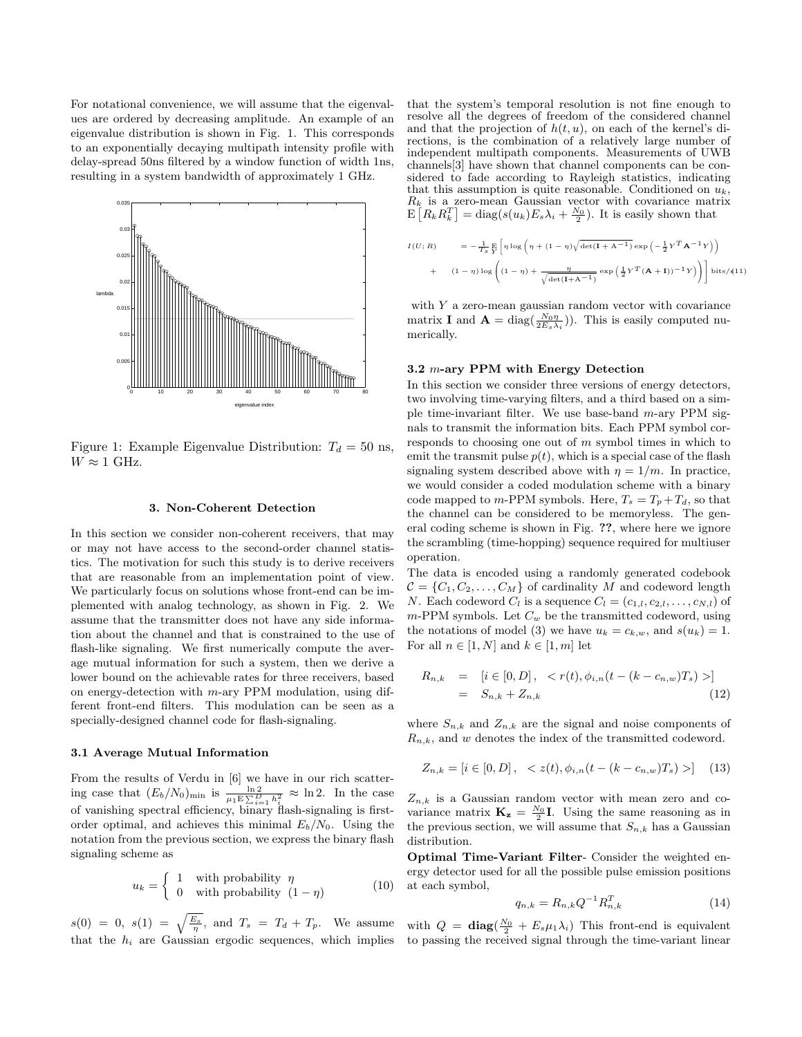For notational convenience, we will assume that the eigenvalues are ordered by decreasing amplitude. An example of an eigenvalue distribution is shown in Fig. 1. This corresponds to an exponentially decaying multipath intensity profile with delay-spread 50ns filtered by a window function of width 1ns, resulting in a system bandwidth of approximately 1 GHz.

Figure 1: Example Eigenvalue Distribution: $T_d = 50$ ns, $W \approx 1$ GHz.

### 3. Non-Coherent Detection

In this section we consider non-coherent receivers, that may or may not have access to the second-order channel statistics. The motivation for such this study is to derive receivers that are reasonable from an implementation point of view. We particularly focus on solutions whose front-end can be implemented with analog technology, as shown in Fig. 2. We assume that the transmitter does not have any side information about the channel and that is constrained to the use of flash-like signaling. We first numerically compute the average mutual information for such a system, then we derive a lower bound on the achievable rates for three receivers, based on energy-detection with $m$-ary PPM modulation, using different front-end filters. This modulation can be seen as a specially-designed channel code for flash-signaling.

#### 3.1 Average Mutual Information

From the results of Verdu in [6] we have in our rich scattering case that $(E_b/N_0)_{\min}$ is $\frac{\ln 2}{\mu_1 \mathrm{E} \sum_{i=1}^{D} h_i^2} \approx \ln 2$. In the case of vanishing spectral efficiency, binary flash-signaling is first-order optimal, and achieves this minimal $E_b/N_0$. Using the notation from the previous section, we express the binary flash signaling scheme as

$$u_k = \begin{cases} 1 & \text{with probability } \eta \\ 0 & \text{with probability } (1-\eta) \end{cases} \tag{10}$$

$s(0) = 0$, $s(1) = \sqrt{\frac{E_s}{\eta}}$, and $T_s = T_d + T_p$. We assume that the $h_i$ are Gaussian ergodic sequences, which implies that the system's temporal resolution is not fine enough to resolve all the degrees of freedom of the considered channel and that the projection of $h(t,u)$, on each of the kernel's directions, is the combination of a relatively large number of independent multipath components. Measurements of UWB channels[3] have shown that channel components can be considered to fade according to Rayleigh statistics, indicating that this assumption is quite reasonable. Conditioned on $u_k$, $R_k$ is a zero-mean Gaussian vector with covariance matrix $\mathrm{E}\left[R_k R_k^T\right] = \mathrm{diag}(s(u_k) E_s \lambda_i + \frac{N_0}{2})$. It is easily shown that

$$\begin{aligned} I(U;R) \quad &= -\frac{1}{T_S} \mathop{\mathrm{E}}_{Y} \left[ \eta \log \left( \eta + (1-\eta) \sqrt{\det(\mathbf{I} + \mathbf{A}^{-1})} \exp\left( -\tfrac{1}{2} Y^T \mathbf{A}^{-1} Y \right) \right) \right. \\ &+ \quad \left. (1-\eta) \log \left( (1-\eta) + \frac{\eta}{\sqrt{\det(\mathbf{I} + \mathbf{A}^{-1})}} \exp\left( \tfrac{1}{2} Y^T (\mathbf{A} + \mathbf{I}))^{-1} Y \right) \right) \right] \text{ bits/s} \end{aligned} \tag{11}$$

with $Y$ a zero-mean gaussian random vector with covariance matrix $\mathbf{I}$ and $\mathbf{A} = \mathrm{diag}(\frac{N_0 \eta}{2 E_s \lambda_i})$. This is easily computed numerically.

#### 3.2 $m$-ary PPM with Energy Detection

In this section we consider three versions of energy detectors, two involving time-varying filters, and a third based on a simple time-invariant filter. We use base-band $m$-ary PPM signals to transmit the information bits. Each PPM symbol corresponds to choosing one out of $m$ symbol times in which to emit the transmit pulse $p(t)$, which is a special case of the flash signaling system described above with $\eta = 1/m$. In practice, we would consider a coded modulation scheme with a binary code mapped to $m$-PPM symbols. Here, $T_s = T_p + T_d$, so that the channel can be considered to be memoryless. The general coding scheme is shown in Fig. **??**, where here we ignore the scrambling (time-hopping) sequence required for multiuser operation.

The data is encoded using a randomly generated codebook $\mathcal{C} = \{C_1, C_2, \ldots, C_M\}$ of cardinality $M$ and codeword length $N$. Each codeword $C_l$ is a sequence $C_l = (c_{1,l}, c_{2,l}, \ldots, c_{N,l})$ of $m$-PPM symbols. Let $C_w$ be the transmitted codeword, using the notations of model (3) we have $u_k = c_{k,w}$, and $s(u_k) = 1$. For all $n \in [1,N]$ and $k \in [1,m]$ let

$$\begin{aligned} R_{n,k} &= \left[ i \in [0,D] \,, \ < r(t), \phi_{i,n}(t - (k - c_{n,w}) T_s) > \right] \\ &= S_{n,k} + Z_{n,k} \end{aligned} \tag{12}$$

where $S_{n,k}$ and $Z_{n,k}$ are the signal and noise components of $R_{n,k}$, and $w$ denotes the index of the transmitted codeword.

$$Z_{n,k} = \left[ i \in [0,D] \,, \ < z(t), \phi_{i,n}(t - (k - c_{n,w}) T_s) > \right] \tag{13}$$

$Z_{n,k}$ is a Gaussian random vector with mean zero and covariance matrix $\mathbf{K_z} = \frac{N_0}{2}\mathbf{I}$. Using the same reasoning as in the previous section, we will assume that $S_{n,k}$ has a Gaussian distribution.

**Optimal Time-Variant Filter**- Consider the weighted energy detector used for all the possible pulse emission positions at each symbol,

$$q_{n,k} = R_{n,k} Q^{-1} R_{n,k}^T \tag{14}$$

with $Q = \mathbf{diag}(\frac{N_0}{2} + E_s \mu_1 \lambda_i)$ This front-end is equivalent to passing the received signal through the time-variant linear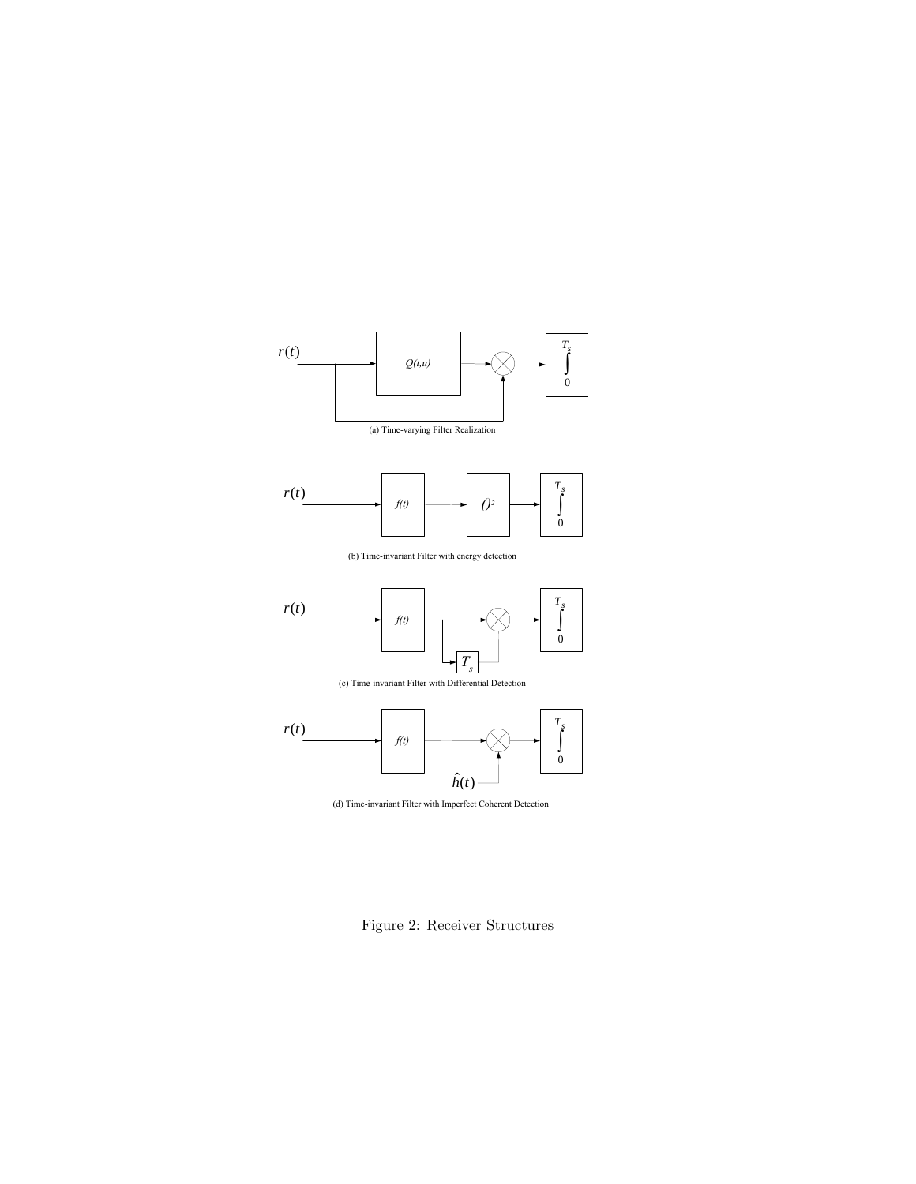(a) Time-varying Filter Realization

(b) Time-invariant Filter with energy detection

(c) Time-invariant Filter with Differential Detection

(d) Time-invariant Filter with Imperfect Coherent Detection

Figure 2: Receiver Structures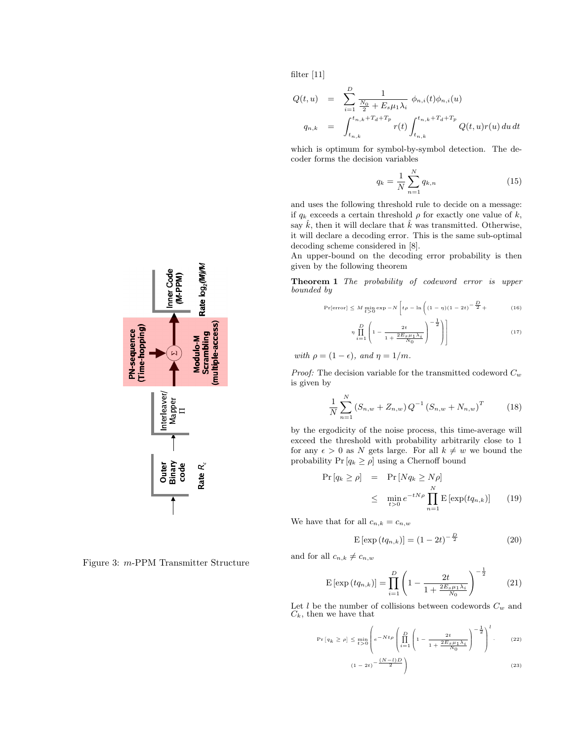Figure 3: $m$-PPM Transmitter Structure

filter [11]

$$
\begin{aligned}
Q(t,u) &= \sum_{i=1}^{D} \frac{1}{\frac{N_0}{2} + E_s \mu_1 \lambda_i} \; \phi_{n,i}(t)\phi_{n,i}(u) \\
q_{n,k} &= \int_{t_{n,k}}^{t_{n,k}+T_d+T_p} r(t) \int_{t_{n,k}}^{t_{n,k}+T_d+T_p} Q(t,u) r(u)\, du\, dt
\end{aligned}
$$

which is optimum for symbol-by-symbol detection. The decoder forms the decision variables

$$
q_k = \frac{1}{N} \sum_{n=1}^{N} q_{k,n} \tag{15}
$$

and uses the following threshold rule to decide on a message: if $q_k$ exceeds a certain threshold $\rho$ for exactly one value of $k$, say $\hat{k}$, then it will declare that $\hat{k}$ was transmitted. Otherwise, it will declare a decoding error. This is the same sub-optimal decoding scheme considered in [8].

An upper-bound on the decoding error probability is then given by the following theorem

**Theorem 1** *The probability of codeword error is upper bounded by*

$$
\Pr[\text{error}] \le M \min_{t>0} \exp -N \left[ t\rho - \ln \left( (1-\eta)(1-2t)^{-\frac{D}{2}} + \right.\right. \tag{16}
$$

$$
\left.\left. \eta \prod_{i=1}^{D} \left( 1 - \frac{2t}{1 + \frac{2E_s\mu_1\lambda_i}{N_0}} \right)^{-\frac{1}{2}} \right) \right] \tag{17}
$$

*with $\rho = (1-\epsilon)$, and $\eta = 1/m$.*

*Proof:* The decision variable for the transmitted codeword $C_w$ is given by

$$
\frac{1}{N} \sum_{n=1}^{N} \left( S_{n,w} + Z_{n,w} \right) Q^{-1} \left( S_{n,w} + N_{n,w} \right)^T \tag{18}
$$

by the ergodicity of the noise process, this time-average will exceed the threshold with probability arbitrarily close to 1 for any $\epsilon > 0$ as $N$ gets large. For all $k \neq w$ we bound the probability $\Pr[q_k \ge \rho]$ using a Chernoff bound

$$
\begin{aligned}
\Pr[q_k \ge \rho] &= \Pr[N q_k \ge N\rho] \\
&\le \min_{t>0} e^{-tN\rho} \prod_{n=1}^{N} \mathrm{E}\left[\exp(t q_{n,k})\right]
\end{aligned} \tag{19}
$$

We have that for all $c_{n,k} = c_{n,w}$

$$
\mathrm{E}\left[\exp(t q_{n,k})\right] = (1-2t)^{-\frac{D}{2}} \tag{20}
$$

and for all $c_{n,k} \neq c_{n,w}$

$$
\mathrm{E}\left[\exp(t q_{n,k})\right] = \prod_{i=1}^{D} \left( 1 - \frac{2t}{1 + \frac{2E_s\mu_1\lambda_i}{N_0}} \right)^{-\frac{1}{2}} \tag{21}
$$

Let $l$ be the number of collisions between codewords $C_w$ and $C_k$, then we have that

$$
\Pr[q_k \ge \rho] \le \min_{t>0} \left( e^{-Nt\rho} \left( \prod_{i=1}^{D} \left( 1 - \frac{2t}{1 + \frac{2E_s\mu_1\lambda_i}{N_0}} \right)^{-\frac{1}{2}} \right)^{l} \cdot \right. \tag{22}
$$

$$
\left. (1-2t)^{-\frac{(N-l)D}{2}} \right) \tag{23}
$$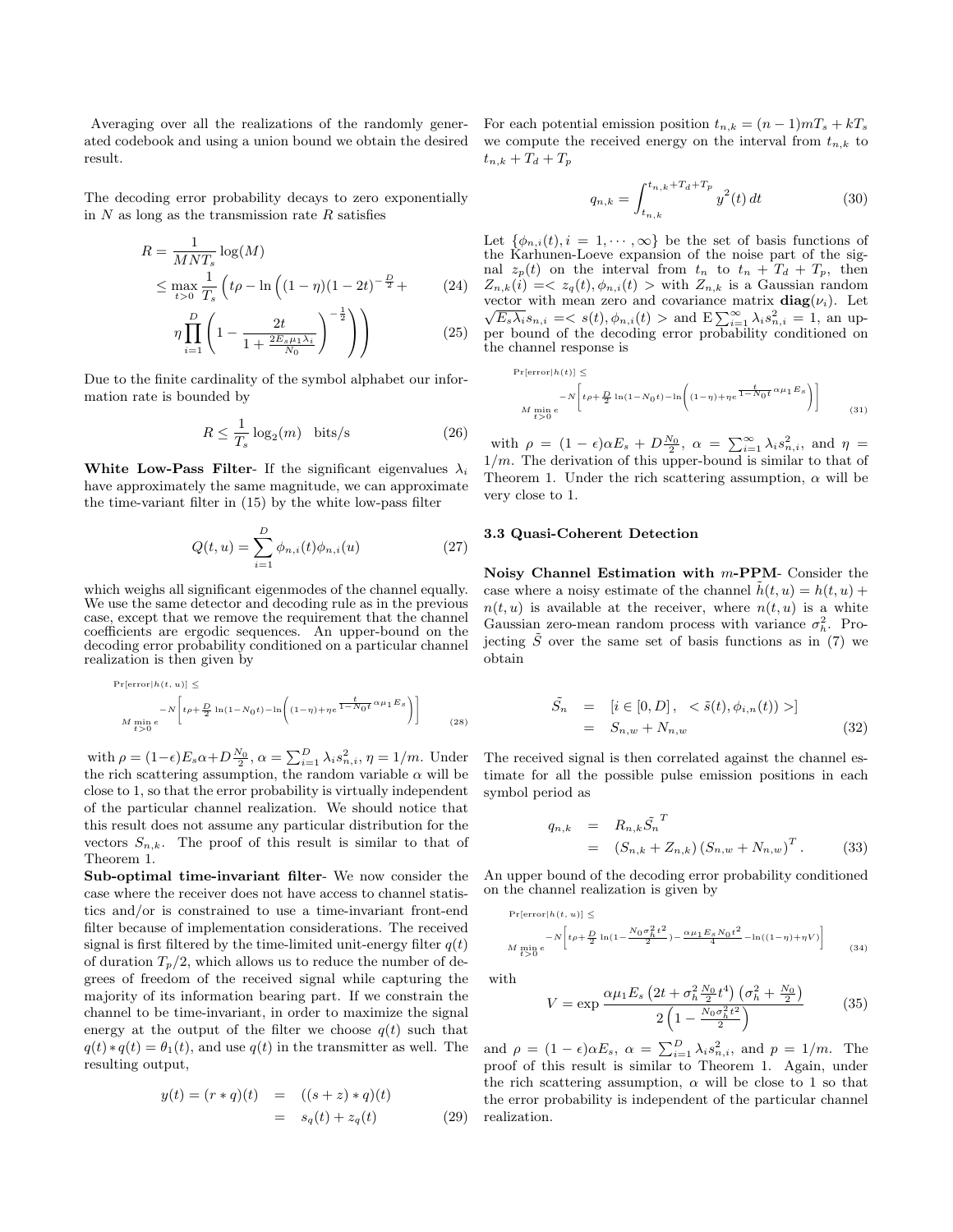Averaging over all the realizations of the randomly generated codebook and using a union bound we obtain the desired result.

The decoding error probability decays to zero exponentially in $N$ as long as the transmission rate $R$ satisfies

$$R = \frac{1}{MNT_s}\log(M)$$
$$\leq \max_{t>0}\frac{1}{T_s}\left(t\rho - \ln\left((1-\eta)(1-2t)^{-\frac{D}{2}} + \right.\right. \quad (24)$$
$$\left.\left.\eta\prod_{i=1}^{D}\left(1-\frac{2t}{1+\frac{2E_s\mu_1\lambda_i}{N_0}}\right)^{-\frac{1}{2}}\right)\right) \quad (25)$$

Due to the finite cardinality of the symbol alphabet our information rate is bounded by

$$R \leq \frac{1}{T_s}\log_2(m) \quad \text{bits/s} \quad (26)$$

**White Low-Pass Filter**- If the significant eigenvalues $\lambda_i$ have approximately the same magnitude, we can approximate the time-variant filter in (15) by the white low-pass filter

$$Q(t,u) = \sum_{i=1}^{D}\phi_{n,i}(t)\phi_{n,i}(u) \quad (27)$$

which weighs all significant eigenmodes of the channel equally. We use the same detector and decoding rule as in the previous case, except that we remove the requirement that the channel coefficients are ergodic sequences. An upper-bound on the decoding error probability conditioned on a particular channel realization is then given by

$$\Pr[\text{error}|h(t,u)] \leq M\min_{t>0} e^{-N\left[t\rho+\frac{D}{2}\ln(1-N_0t)-\ln\left((1-\eta)+\eta e^{\frac{t}{1-N_0t}\alpha\mu_1E_s}\right)\right]} \quad (28)$$

with $\rho=(1-\epsilon)E_s\alpha+D\frac{N_0}{2}$, $\alpha=\sum_{i=1}^{D}\lambda_i s_{n,i}^2$, $\eta=1/m$. Under the rich scattering assumption, the random variable $\alpha$ will be close to 1, so that the error probability is virtually independent of the particular channel realization. We should notice that this result does not assume any particular distribution for the vectors $S_{n,k}$. The proof of this result is similar to that of Theorem 1.

**Sub-optimal time-invariant filter**- We now consider the case where the receiver does not have access to channel statistics and/or is constrained to use a time-invariant front-end filter because of implementation considerations. The received signal is first filtered by the time-limited unit-energy filter $q(t)$ of duration $T_p/2$, which allows us to reduce the number of degrees of freedom of the received signal while capturing the majority of its information bearing part. If we constrain the channel to be time-invariant, in order to maximize the signal energy at the output of the filter we choose $q(t)$ such that $q(t)*q(t)=\theta_1(t)$, and use $q(t)$ in the transmitter as well. The resulting output,

$$\begin{aligned} y(t) = (r*q)(t) &= ((s+z)*q)(t) \\ &= s_q(t)+z_q(t) \end{aligned} \quad (29)$$

For each potential emission position $t_{n,k}=(n-1)mT_s+kT_s$ we compute the received energy on the interval from $t_{n,k}$ to $t_{n,k}+T_d+T_p$

$$q_{n,k}=\int_{t_{n,k}}^{t_{n,k}+T_d+T_p} y^2(t)\,dt \quad (30)$$

Let $\{\phi_{n,i}(t), i=1,\cdots,\infty\}$ be the set of basis functions of the Karhunen-Loeve expansion of the noise part of the signal $z_p(t)$ on the interval from $t_n$ to $t_n+T_d+T_p$, then $Z_{n,k}(i) = <z_q(t),\phi_{n,i}(t)>$ with $Z_{n,k}$ is a Gaussian random vector with mean zero and covariance matrix $\mathbf{diag}(\nu_i)$. Let $\sqrt{E_s\lambda_i}s_{n,i} = <s(t),\phi_{n,i}(t)>$ and $\mathrm{E}\sum_{i=1}^{\infty}\lambda_i s_{n,i}^2=1$, an upper bound of the decoding error probability conditioned on the channel response is

$$\Pr[\text{error}|h(t)] \leq M\min_{t>0} e^{-N\left[t\rho+\frac{D}{2}\ln(1-N_0t)-\ln\left((1-\eta)+\eta e^{\frac{t}{1-N_0t}\alpha\mu_1E_s}\right)\right]} \quad (31)$$

with $\rho=(1-\epsilon)\alpha E_s+D\frac{N_0}{2}$, $\alpha=\sum_{i=1}^{\infty}\lambda_i s_{n,i}^2$, and $\eta=1/m$. The derivation of this upper-bound is similar to that of Theorem 1. Under the rich scattering assumption, $\alpha$ will be very close to 1.

### 3.3 Quasi-Coherent Detection

**Noisy Channel Estimation with $m$-PPM**- Consider the case where a noisy estimate of the channel $\tilde{h}(t,u)=h(t,u)+n(t,u)$ is available at the receiver, where $n(t,u)$ is a white Gaussian zero-mean random process with variance $\sigma_h^2$. Projecting $\tilde{S}$ over the same set of basis functions as in (7) we obtain

$$\begin{aligned} \tilde{S_n} &= [i\in[0,D], \ <\tilde{s}(t),\phi_{i,n}(t))>] \\ &= S_{n,w}+N_{n,w} \end{aligned} \quad (32)$$

The received signal is then correlated against the channel estimate for all the possible pulse emission positions in each symbol period as

$$\begin{aligned} q_{n,k} &= R_{n,k}\tilde{S_n}^T \\ &= (S_{n,k}+Z_{n,k})(S_{n,w}+N_{n,w})^T. \end{aligned} \quad (33)$$

An upper bound of the decoding error probability conditioned on the channel realization is given by

$$\Pr[\text{error}|h(t,u)] \leq M\min_{t>0} e^{-N\left[t\rho+\frac{D}{2}\ln(1-\frac{N_0\sigma_h^2t^2}{2})-\frac{\alpha\mu_1E_sN_0t^2}{4}-\ln((1-\eta)+\eta V)\right]} \quad (34)$$

with

$$V=\exp\frac{\alpha\mu_1E_s\left(2t+\sigma_h^2\frac{N_0}{2}t^4\right)\left(\sigma_h^2+\frac{N_0}{2}\right)}{2\left(1-\frac{N_0\sigma_h^2t^2}{2}\right)} \quad (35)$$

and $\rho=(1-\epsilon)\alpha E_s$, $\alpha=\sum_{i=1}^{D}\lambda_i s_{n,i}^2$, and $p=1/m$. The proof of this result is similar to Theorem 1. Again, under the rich scattering assumption, $\alpha$ will be close to 1 so that the error probability is independent of the particular channel realization.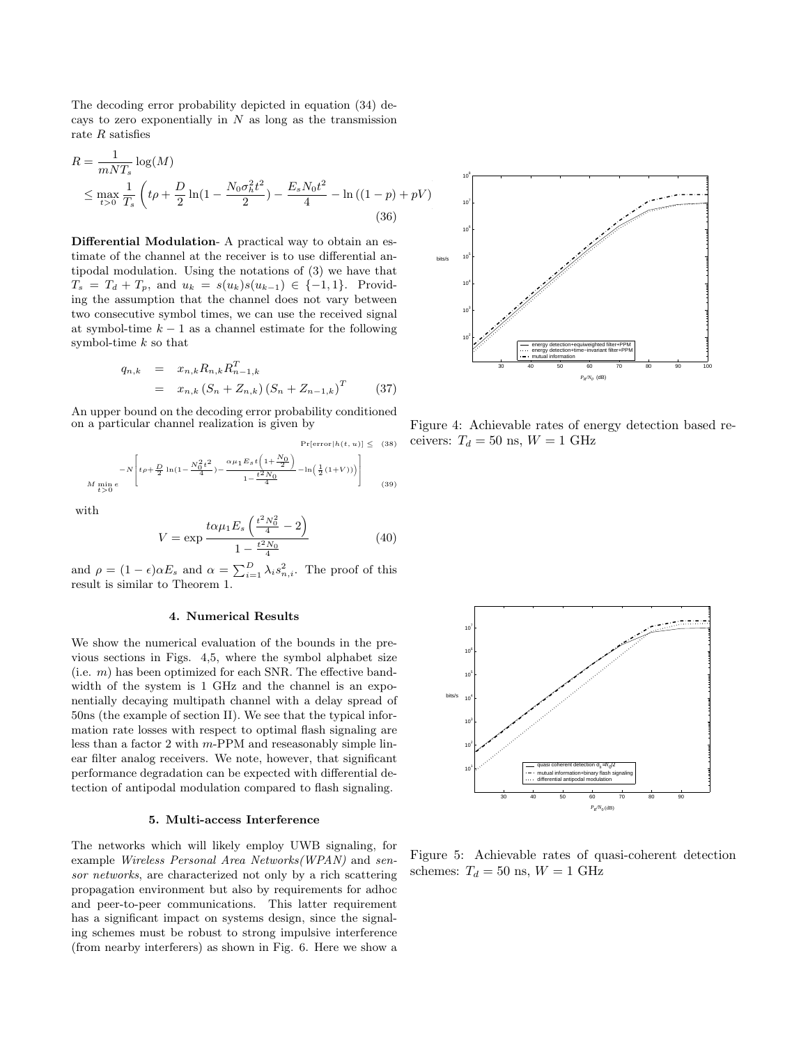The decoding error probability depicted in equation (34) decays to zero exponentially in $N$ as long as the transmission rate $R$ satisfies

$$
\begin{aligned}
R &= \frac{1}{mNT_s}\log(M) \\
&\leq \max_{t>0} \frac{1}{T_s}\left(t\rho + \frac{D}{2}\ln(1-\frac{N_0\sigma_h^2 t^2}{2}) - \frac{E_s N_0 t^2}{4} - \ln\left((1-p)+pV\right)\right)
\end{aligned}
\tag{36}
$$

**Differential Modulation**- A practical way to obtain an estimate of the channel at the receiver is to use differential antipodal modulation. Using the notations of (3) we have that $T_s = T_d + T_p$, and $u_k = s(u_k)s(u_{k-1}) \in \{-1,1\}$. Providing the assumption that the channel does not vary between two consecutive symbol times, we can use the received signal at symbol-time $k-1$ as a channel estimate for the following symbol-time $k$ so that

$$
\begin{aligned}
q_{n,k} &= x_{n,k}R_{n,k}R_{n-1,k}^T \\
&= x_{n,k}\left(S_n + Z_{n,k}\right)\left(S_n + Z_{n-1,k}\right)^T
\end{aligned}
\tag{37}
$$

An upper bound on the decoding error probability conditioned on a particular channel realization is given by

$$
\Pr[\text{error}|h(t,u)] \leq \tag{38}
$$

$$
M \min_{t>0} e^{-N\left[t\rho + \frac{D}{2}\ln(1-\frac{N_0^2 t^2}{4}) - \frac{\alpha\mu_1 E_s t\left(1+\frac{N_0}{2}\right)}{1-\frac{t^2 N_0}{4}} - \ln\left(\frac{1}{2}(1+V)\right)\right]} \tag{39}
$$

with

$$
V = \exp\frac{t\alpha\mu_1 E_s\left(\frac{t^2 N_0^2}{4} - 2\right)}{1-\frac{t^2 N_0}{4}} \tag{40}
$$

and $\rho = (1-\epsilon)\alpha E_s$ and $\alpha = \sum_{i=1}^{D}\lambda_i s_{n,i}^2$. The proof of this result is similar to Theorem 1.

### 4. Numerical Results

We show the numerical evaluation of the bounds in the previous sections in Figs. 4,5, where the symbol alphabet size (i.e. $m$) has been optimized for each SNR. The effective bandwidth of the system is 1 GHz and the channel is an exponentially decaying multipath channel with a delay spread of 50ns (the example of section II). We see that the typical information rate losses with respect to optimal flash signaling are less than a factor 2 with $m$-PPM and reseasonably simple linear filter analog receivers. We note, however, that significant performance degradation can be expected with differential detection of antipodal modulation compared to flash signaling.

### 5. Multi-access Interference

The networks which will likely employ UWB signaling, for example *Wireless Personal Area Networks(WPAN)* and *sensor networks*, are characterized not only by a rich scattering propagation environment but also by requirements for adhoc and peer-to-peer communications. This latter requirement has a significant impact on systems design, since the signaling schemes must be robust to strong impulsive interference (from nearby interferers) as shown in Fig. 6. Here we show a

Figure 4: Achievable rates of energy detection based receivers: $T_d = 50$ ns, $W = 1$ GHz

Figure 5: Achievable rates of quasi-coherent detection schemes: $T_d = 50$ ns, $W = 1$ GHz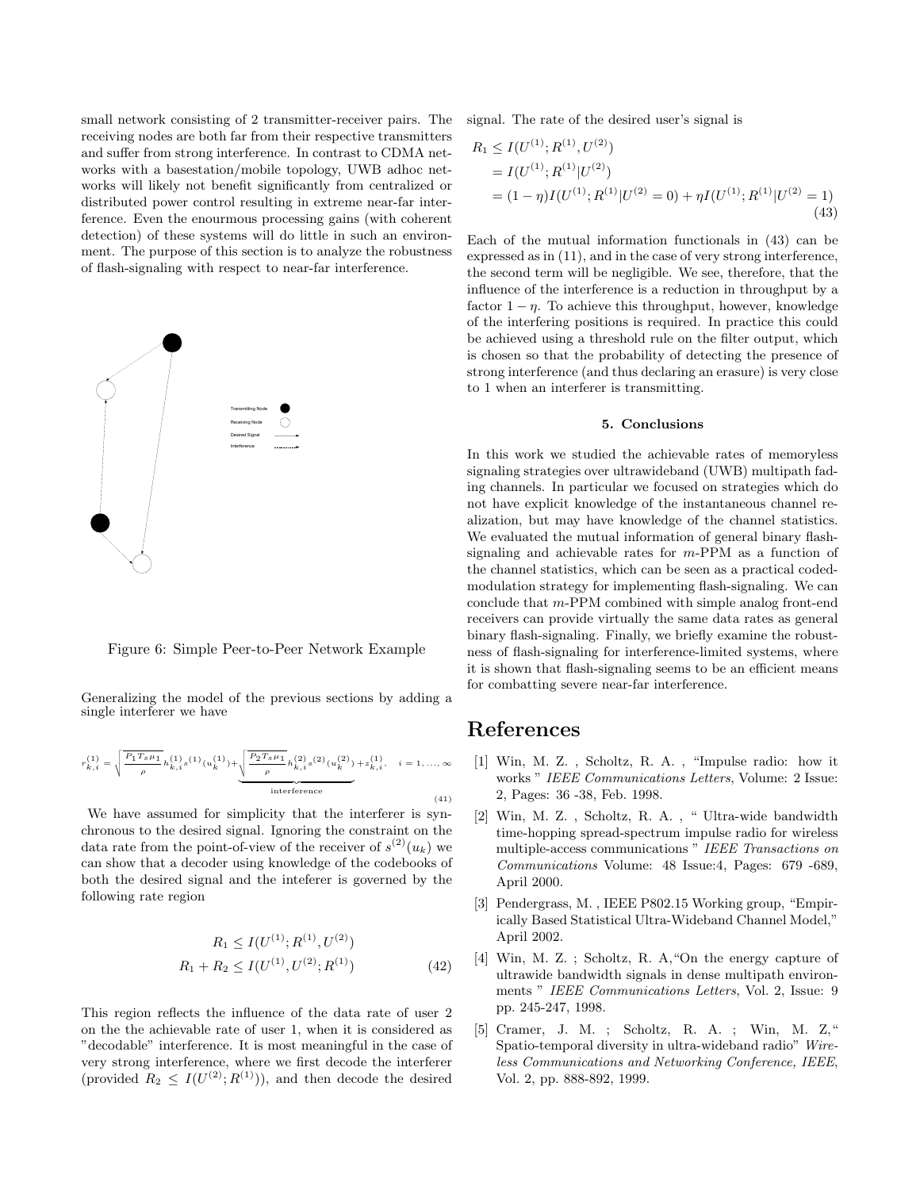small network consisting of 2 transmitter-receiver pairs. The receiving nodes are both far from their respective transmitters and suffer from strong interference. In contrast to CDMA networks with a basestation/mobile topology, UWB adhoc networks will likely not benefit significantly from centralized or distributed power control resulting in extreme near-far interference. Even the enourmous processing gains (with coherent detection) of these systems will do little in such an environment. The purpose of this section is to analyze the robustness of flash-signaling with respect to near-far interference.

Figure 6: Simple Peer-to-Peer Network Example

Generalizing the model of the previous sections by adding a single interferer we have

$$r_{k,i}^{(1)} = \sqrt{\frac{P_1 T_s \mu_1}{\rho}} h_{k,i}^{(1)} s^{(1)}(u_k^{(1)}) + \underbrace{\sqrt{\frac{P_2 T_s \mu_1}{\rho}} h_{k,i}^{(2)} s^{(2)}(u_k^{(2)})}_{\text{interference}} + z_{k,i}^{(1)}, \quad i = 1, \ldots, \infty \tag{41}$$

We have assumed for simplicity that the interferer is synchronous to the desired signal. Ignoring the constraint on the data rate from the point-of-view of the receiver of $s^{(2)}(u_k)$ we can show that a decoder using knowledge of the codebooks of both the desired signal and the inteferer is governed by the following rate region

$$\begin{aligned} R_1 &\leq I(U^{(1)}; R^{(1)}, U^{(2)}) \\ R_1 + R_2 &\leq I(U^{(1)}, U^{(2)}; R^{(1)}) \end{aligned} \tag{42}$$

This region reflects the influence of the data rate of user 2 on the the achievable rate of user 1, when it is considered as "decodable" interference. It is most meaningful in the case of very strong interference, where we first decode the interferer (provided $R_2 \leq I(U^{(2)}; R^{(1)})$), and then decode the desired signal. The rate of the desired user's signal is

$$\begin{aligned} R_1 &\leq I(U^{(1)}; R^{(1)}, U^{(2)}) \\ &= I(U^{(1)}; R^{(1)} | U^{(2)}) \\ &= (1-\eta) I(U^{(1)}; R^{(1)} | U^{(2)} = 0) + \eta I(U^{(1)}; R^{(1)} | U^{(2)} = 1) \end{aligned} \tag{43}$$

Each of the mutual information functionals in (43) can be expressed as in (11), and in the case of very strong interference, the second term will be negligible. We see, therefore, that the influence of the interference is a reduction in throughput by a factor $1-\eta$. To achieve this throughput, however, knowledge of the interfering positions is required. In practice this could be achieved using a threshold rule on the filter output, which is chosen so that the probability of detecting the presence of strong interference (and thus declaring an erasure) is very close to 1 when an interferer is transmitting.

### 5. Conclusions

In this work we studied the achievable rates of memoryless signaling strategies over ultrawideband (UWB) multipath fading channels. In particular we focused on strategies which do not have explicit knowledge of the instantaneous channel realization, but may have knowledge of the channel statistics. We evaluated the mutual information of general binary flash-signaling and achievable rates for $m$-PPM as a function of the channel statistics, which can be seen as a practical coded-modulation strategy for implementing flash-signaling. We can conclude that $m$-PPM combined with simple analog front-end receivers can provide virtually the same data rates as general binary flash-signaling. Finally, we briefly examine the robustness of flash-signaling for interference-limited systems, where it is shown that flash-signaling seems to be an efficient means for combatting severe near-far interference.

# References

[1] Win, M. Z. , Scholtz, R. A. , "Impulse radio: how it works " *IEEE Communications Letters*, Volume: 2 Issue: 2, Pages: 36 -38, Feb. 1998.

[2] Win, M. Z. , Scholtz, R. A. , " Ultra-wide bandwidth time-hopping spread-spectrum impulse radio for wireless multiple-access communications " *IEEE Transactions on Communications* Volume: 48 Issue:4, Pages: 679 -689, April 2000.

[3] Pendergrass, M. , IEEE P802.15 Working group, "Empirically Based Statistical Ultra-Wideband Channel Model," April 2002.

[4] Win, M. Z. ; Scholtz, R. A,"On the energy capture of ultrawide bandwidth signals in dense multipath environments " *IEEE Communications Letters*, Vol. 2, Issue: 9 pp. 245-247, 1998.

[5] Cramer, J. M. ; Scholtz, R. A. ; Win, M. Z," Spatio-temporal diversity in ultra-wideband radio" *Wireless Communications and Networking Conference, IEEE*, Vol. 2, pp. 888-892, 1999.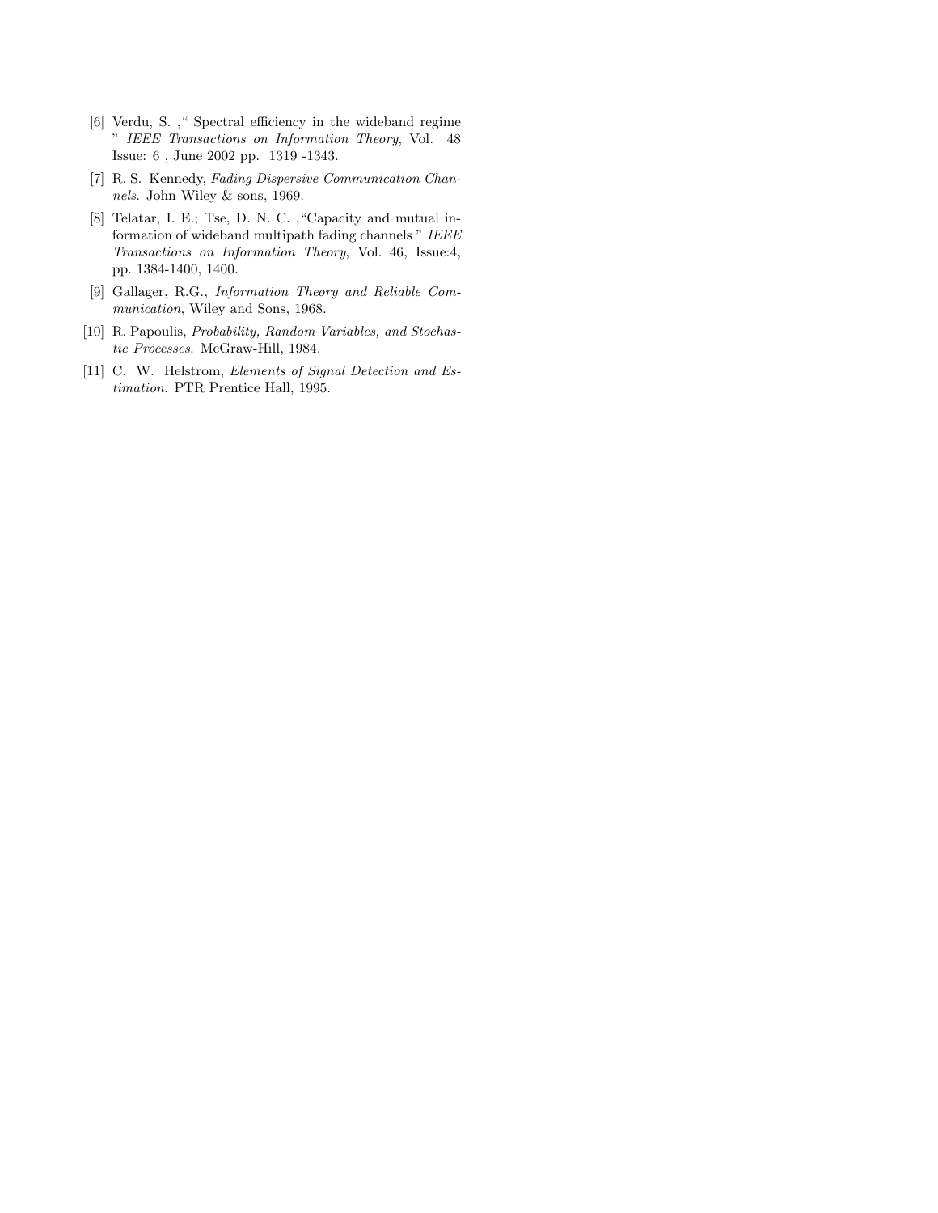[6] Verdu, S. ," Spectral efficiency in the wideband regime " *IEEE Transactions on Information Theory*, Vol. 48 Issue: 6 , June 2002 pp. 1319 -1343.

[7] R. S. Kennedy, *Fading Dispersive Communication Channels.* John Wiley & sons, 1969.

[8] Telatar, I. E.; Tse, D. N. C. ,"Capacity and mutual information of wideband multipath fading channels " *IEEE Transactions on Information Theory*, Vol. 46, Issue:4, pp. 1384-1400, 1400.

[9] Gallager, R.G., *Information Theory and Reliable Communication*, Wiley and Sons, 1968.

[10] R. Papoulis, *Probability, Random Variables, and Stochastic Processes.* McGraw-Hill, 1984.

[11] C. W. Helstrom, *Elements of Signal Detection and Estimation.* PTR Prentice Hall, 1995.